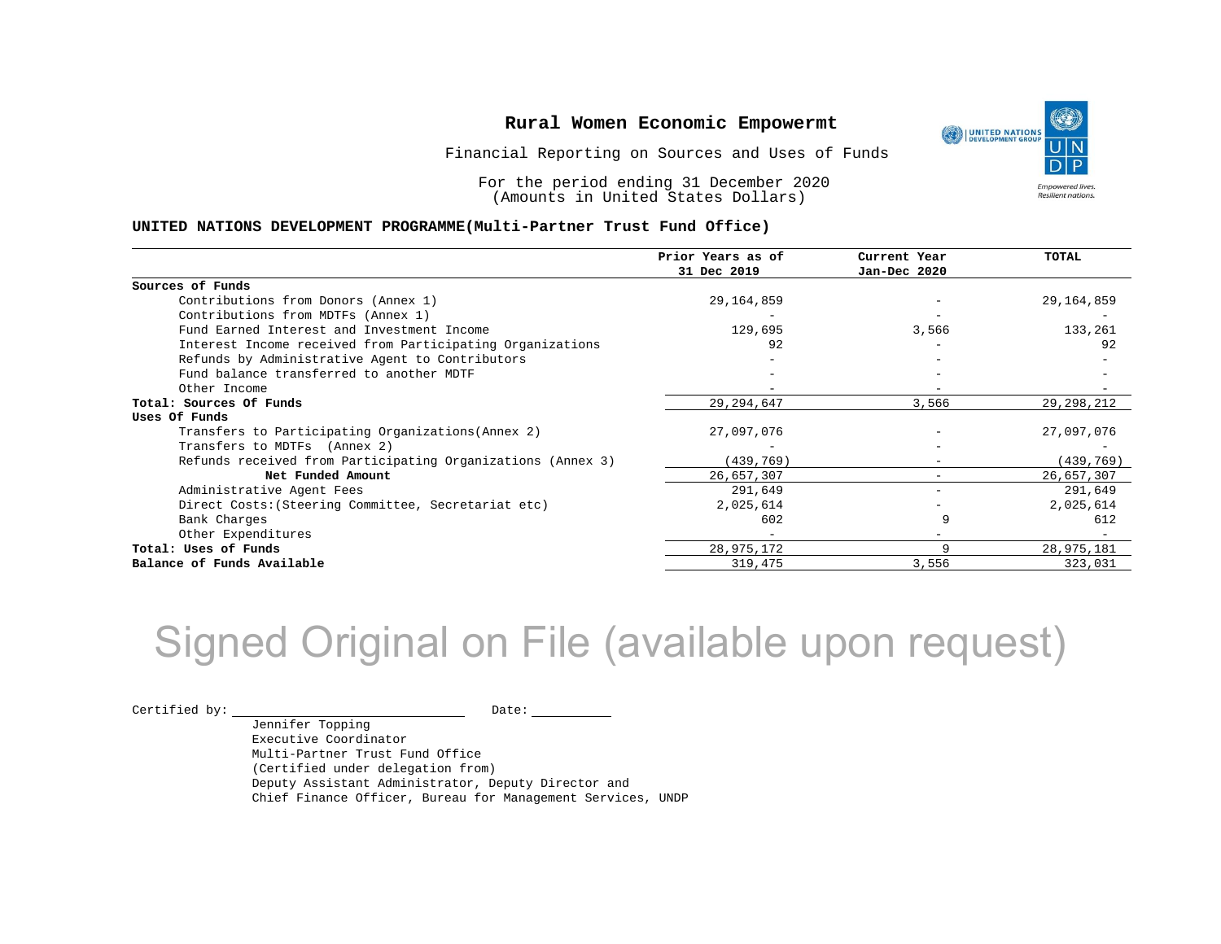# Rural Women Economic Empowermt

Financial Reporting on Sources and Uses of Funds

For the period ending 31 December 2020
(Amounts in United States Dollars)

**UNITED NATIONS DEVELOPMENT PROGRAMME(Multi-Partner Trust Fund Office)**

| | Prior Years as of 31 Dec 2019 | Current Year Jan-Dec 2020 | TOTAL |
|---|---|---|---|
| **Sources of Funds** | | | |
| Contributions from Donors (Annex 1) | 29,164,859 | - | 29,164,859 |
| Contributions from MDTFs (Annex 1) | - | - | - |
| Fund Earned Interest and Investment Income | 129,695 | 3,566 | 133,261 |
| Interest Income received from Participating Organizations | 92 | - | 92 |
| Refunds by Administrative Agent to Contributors | - | - | - |
| Fund balance transferred to another MDTF | - | - | - |
| Other Income | - | - | - |
| **Total: Sources Of Funds** | 29,294,647 | 3,566 | 29,298,212 |
| **Uses Of Funds** | | | |
| Transfers to Participating Organizations(Annex 2) | 27,097,076 | - | 27,097,076 |
| Transfers to MDTFs (Annex 2) | - | - | - |
| Refunds received from Participating Organizations (Annex 3) | (439,769) | - | (439,769) |
| **Net Funded Amount** | 26,657,307 | - | 26,657,307 |
| Administrative Agent Fees | 291,649 | - | 291,649 |
| Direct Costs:(Steering Committee, Secretariat etc) | 2,025,614 | - | 2,025,614 |
| Bank Charges | 602 | 9 | 612 |
| Other Expenditures | - | - | - |
| **Total: Uses of Funds** | 28,975,172 | 9 | 28,975,181 |
| **Balance of Funds Available** | 319,475 | 3,556 | 323,031 |

Signed Original on File (available upon request)

Certified by: ____________________ Date: __________

Jennifer Topping
Executive Coordinator
Multi-Partner Trust Fund Office
(Certified under delegation from)
Deputy Assistant Administrator, Deputy Director and
Chief Finance Officer, Bureau for Management Services, UNDP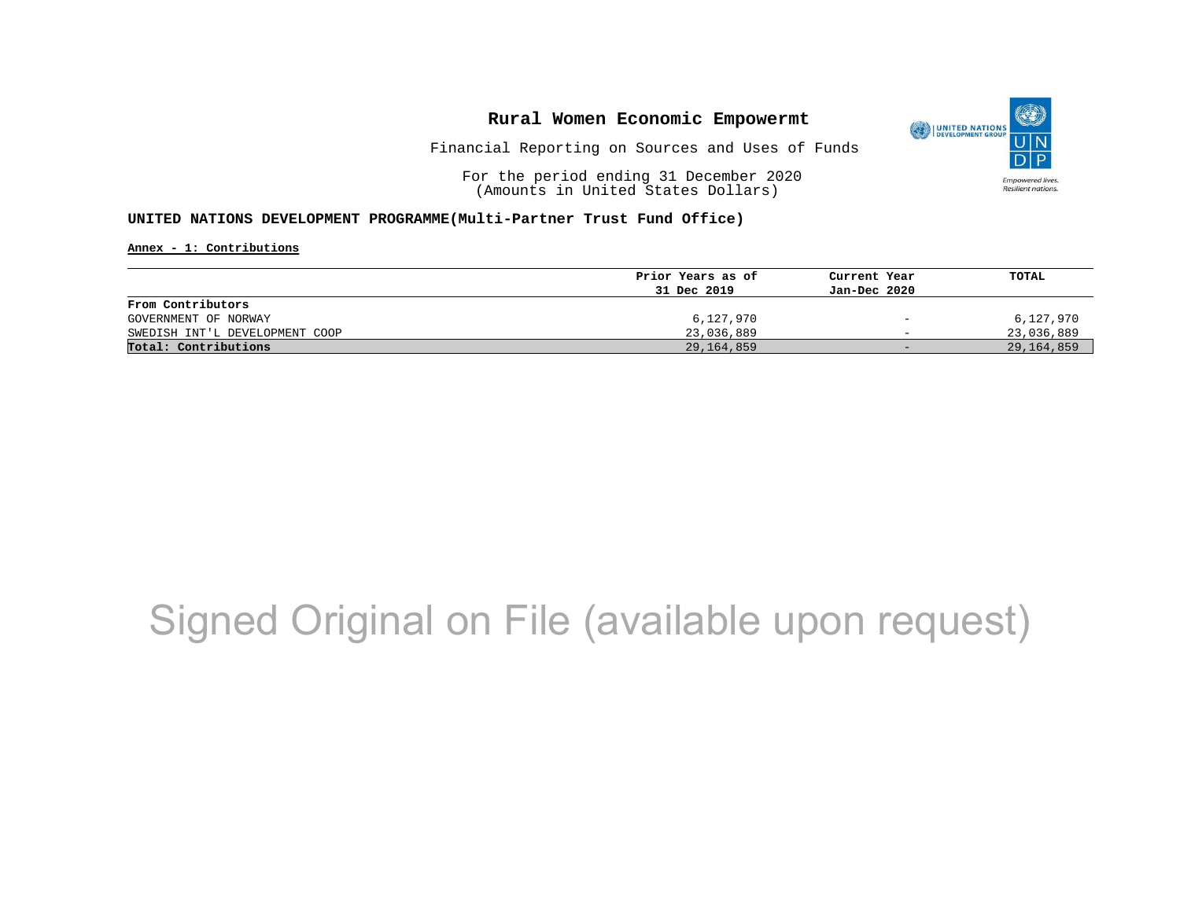# Rural Women Economic Empowermt

Financial Reporting on Sources and Uses of Funds

For the period ending 31 December 2020
(Amounts in United States Dollars)

**UNITED NATIONS DEVELOPMENT PROGRAMME(Multi-Partner Trust Fund Office)**

**Annex - 1: Contributions**

| | Prior Years as of 31 Dec 2019 | Current Year Jan-Dec 2020 | TOTAL |
|---|---|---|---|
| **From Contributors** | | | |
| GOVERNMENT OF NORWAY | 6,127,970 | - | 6,127,970 |
| SWEDISH INT'L DEVELOPMENT COOP | 23,036,889 | - | 23,036,889 |
| **Total: Contributions** | 29,164,859 | - | 29,164,859 |

Signed Original on File (available upon request)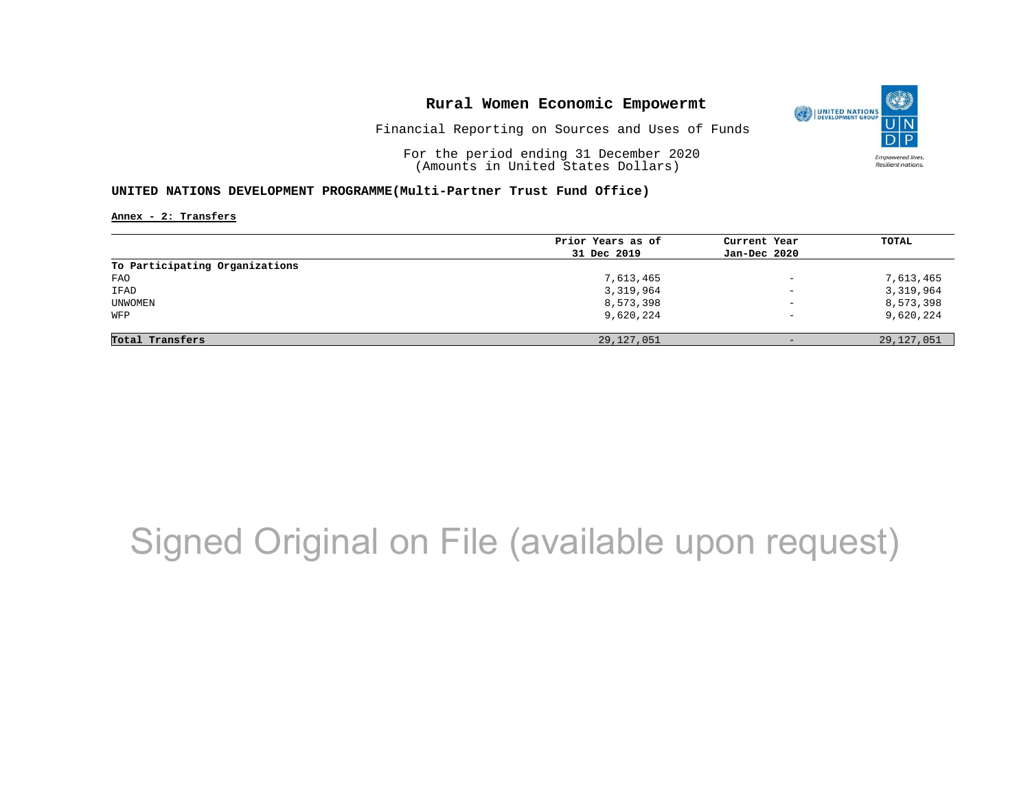# Rural Women Economic Empowermt

Financial Reporting on Sources and Uses of Funds

For the period ending 31 December 2020
(Amounts in United States Dollars)

**UNITED NATIONS DEVELOPMENT PROGRAMME(Multi-Partner Trust Fund Office)**

**Annex - 2: Transfers**

| | Prior Years as of 31 Dec 2019 | Current Year Jan-Dec 2020 | TOTAL |
|---|---|---|---|
| **To Participating Organizations** | | | |
| FAO | 7,613,465 | - | 7,613,465 |
| IFAD | 3,319,964 | - | 3,319,964 |
| UNWOMEN | 8,573,398 | - | 8,573,398 |
| WFP | 9,620,224 | - | 9,620,224 |
| **Total Transfers** | 29,127,051 | - | 29,127,051 |

Signed Original on File (available upon request)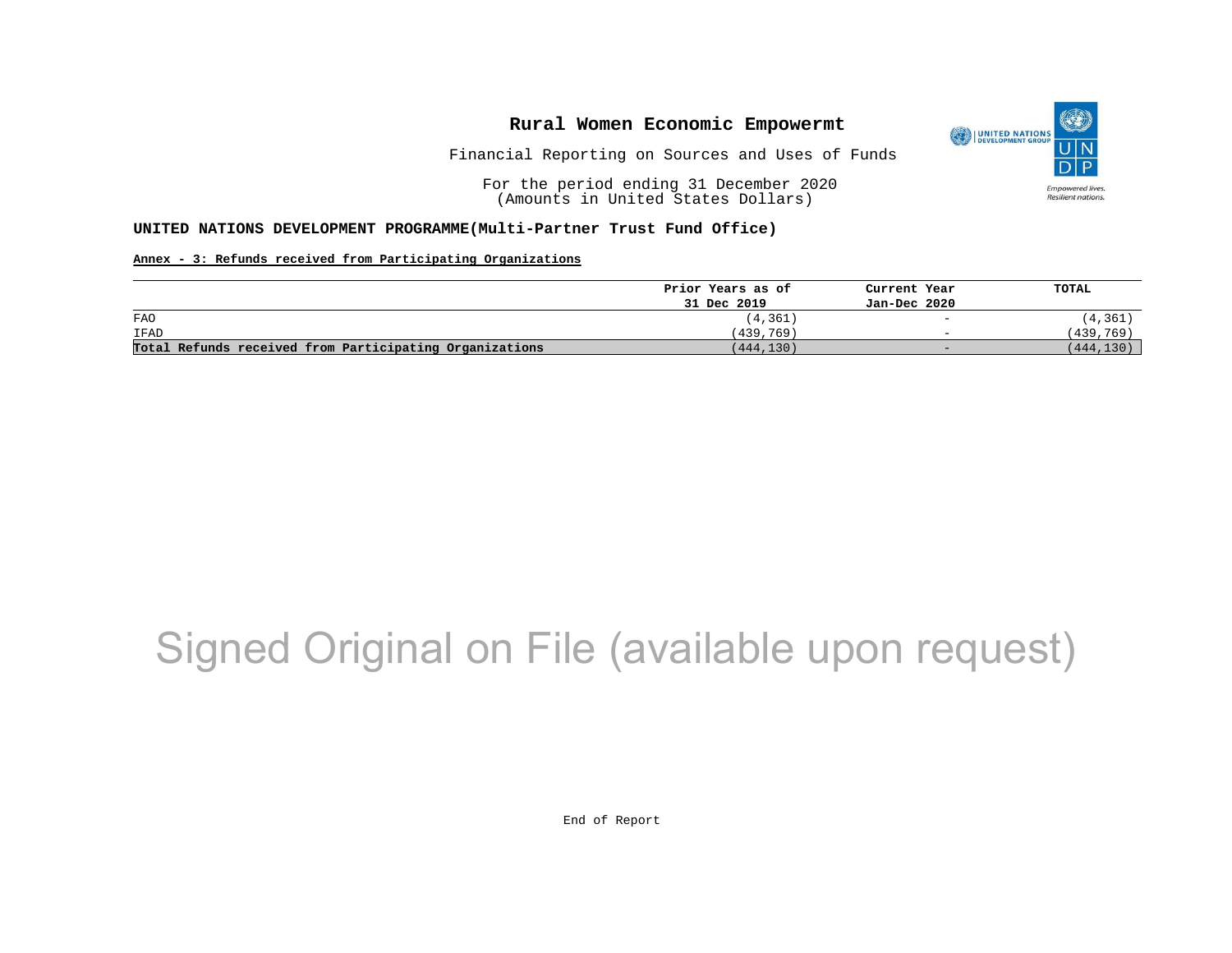# Rural Women Economic Empowermt

Financial Reporting on Sources and Uses of Funds

For the period ending 31 December 2020
(Amounts in United States Dollars)

**UNITED NATIONS DEVELOPMENT PROGRAMME(Multi-Partner Trust Fund Office)**

**Annex - 3: Refunds received from Participating Organizations**

| | Prior Years as of 31 Dec 2019 | Current Year Jan-Dec 2020 | TOTAL |
|---|---|---|---|
| FAO | (4,361) | - | (4,361) |
| IFAD | (439,769) | - | (439,769) |
| **Total Refunds received from Participating Organizations** | (444,130) | - | (444,130) |

Signed Original on File (available upon request)

End of Report